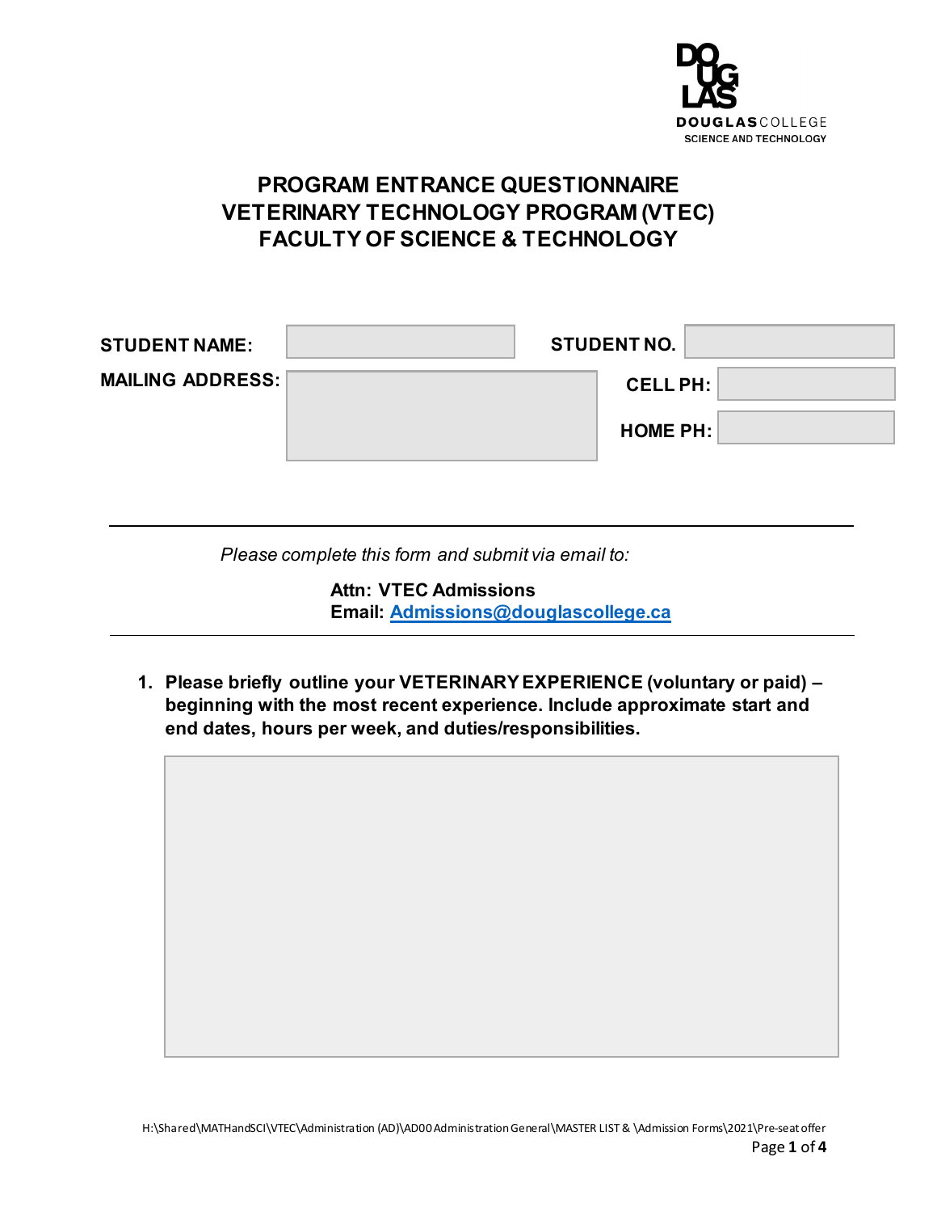DOUGLAS COLLEGE
SCIENCE AND TECHNOLOGY

# PROGRAM ENTRANCE QUESTIONNAIRE
# VETERINARY TECHNOLOGY PROGRAM (VTEC)
# FACULTY OF SCIENCE & TECHNOLOGY

| | | | |
|---|---|---|---|
| **STUDENT NAME:** | | **STUDENT NO.** | |
| **MAILING ADDRESS:** | | **CELL PH:** | |
| | | **HOME PH:** | |

---

*Please complete this form and submit via email to:*

**Attn: VTEC Admissions**
**Email: Admissions@douglascollege.ca**

---

1. **Please briefly outline your VETERINARY EXPERIENCE (voluntary or paid) – beginning with the most recent experience. Include approximate start and end dates, hours per week, and duties/responsibilities.**

H:\Shared\MATHandSCI\VTEC\Administration (AD)\AD00 Administration General\MASTER LIST & \Admission Forms\2021\Pre-seat offer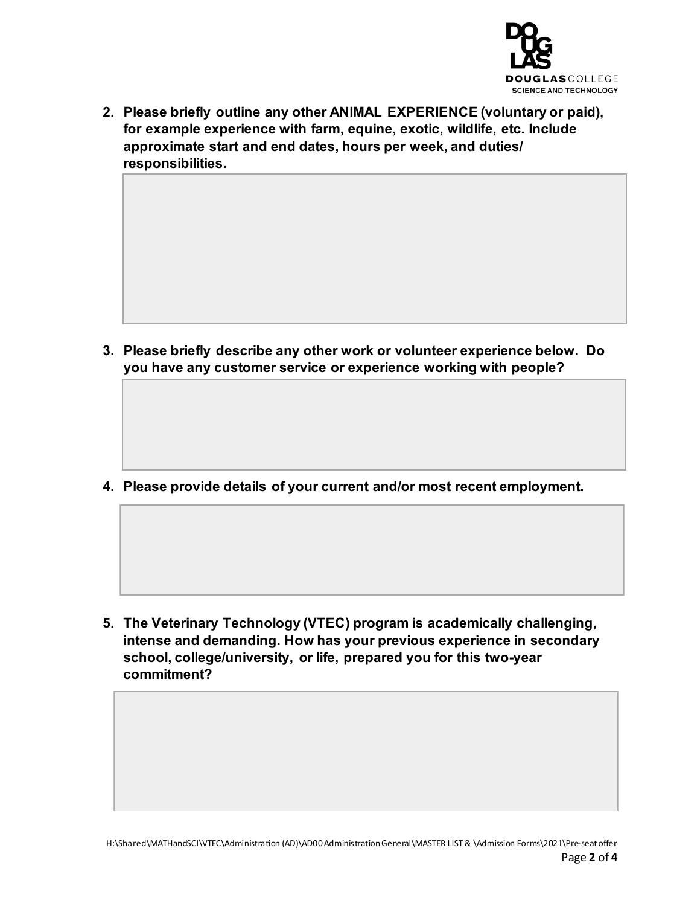2. **Please briefly outline any other ANIMAL EXPERIENCE (voluntary or paid), for example experience with farm, equine, exotic, wildlife, etc. Include approximate start and end dates, hours per week, and duties/ responsibilities.**

3. **Please briefly describe any other work or volunteer experience below. Do you have any customer service or experience working with people?**

4. **Please provide details of your current and/or most recent employment.**

5. **The Veterinary Technology (VTEC) program is academically challenging, intense and demanding. How has your previous experience in secondary school, college/university, or life, prepared you for this two-year commitment?**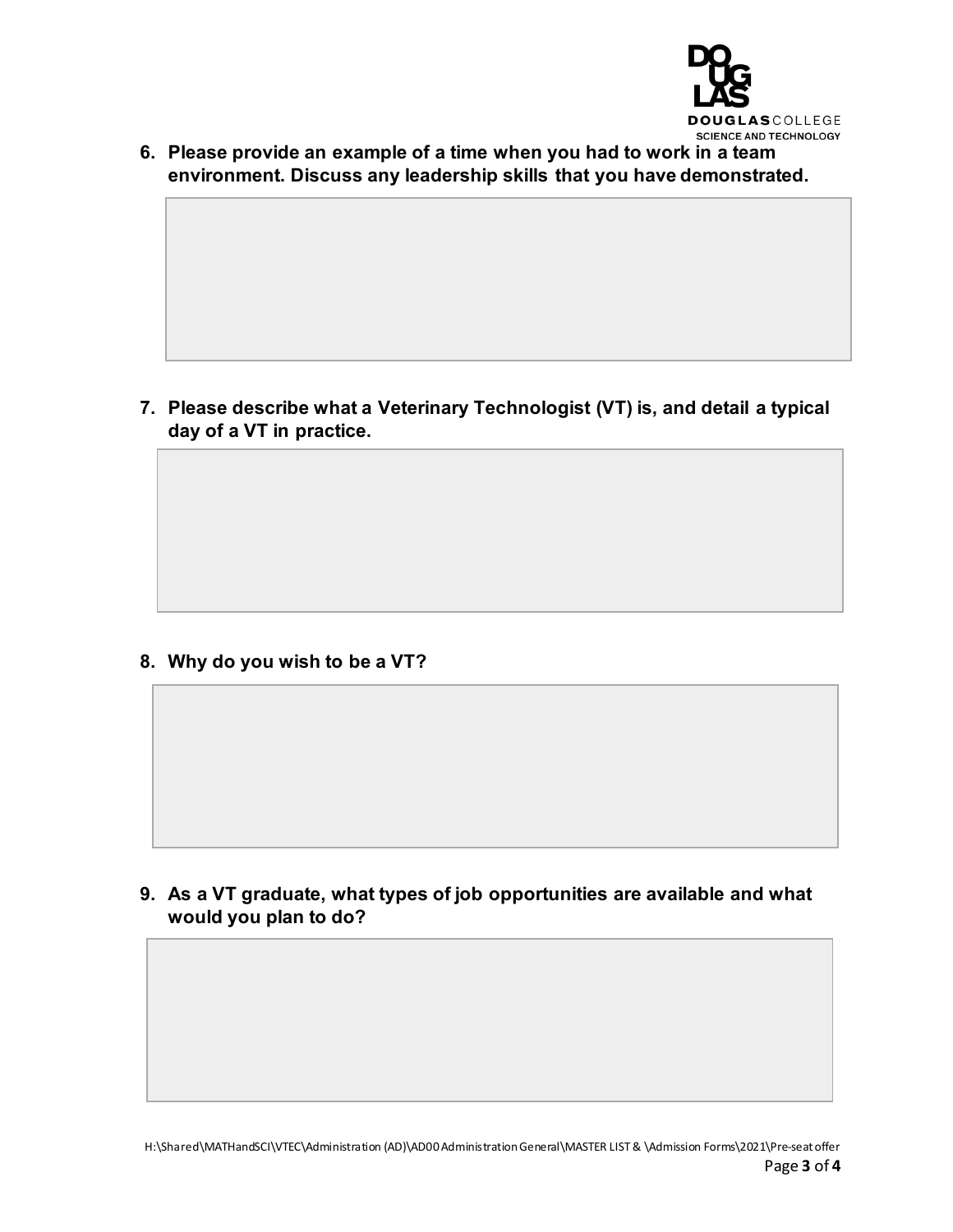6. **Please provide an example of a time when you had to work in a team environment. Discuss any leadership skills that you have demonstrated.**

7. **Please describe what a Veterinary Technologist (VT) is, and detail a typical day of a VT in practice.**

8. **Why do you wish to be a VT?**

9. **As a VT graduate, what types of job opportunities are available and what would you plan to do?**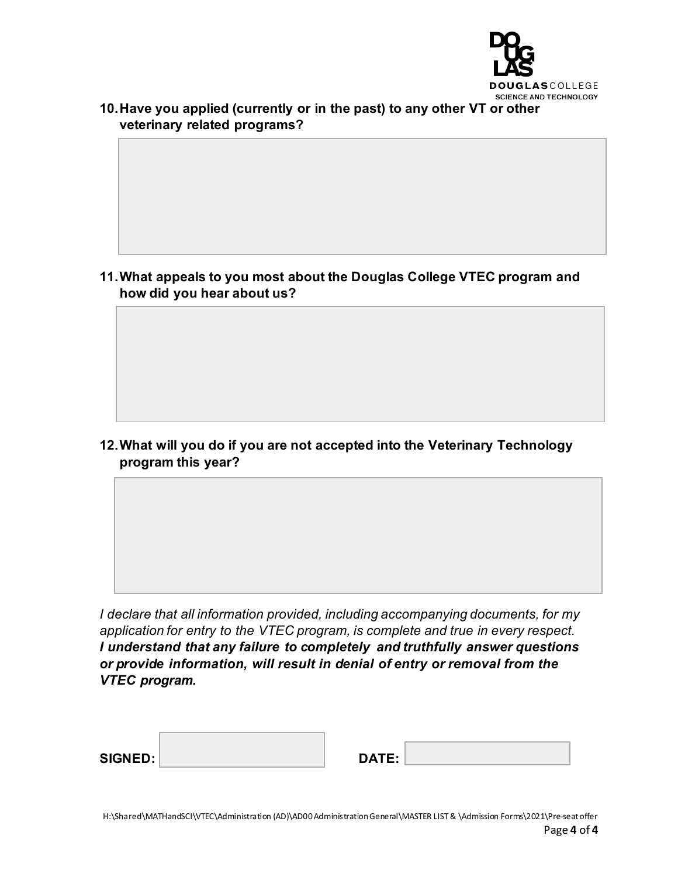**10. Have you applied (currently or in the past) to any other VT or other veterinary related programs?**

**11. What appeals to you most about the Douglas College VTEC program and how did you hear about us?**

**12. What will you do if you are not accepted into the Veterinary Technology program this year?**

*I declare that all information provided, including accompanying documents, for my application for entry to the VTEC program, is complete and true in every respect.*
***I understand that any failure to completely and truthfully answer questions or provide information, will result in denial of entry or removal from the VTEC program.***

**SIGNED:** **DATE:**

H:\Shared\MATHandSCI\VTEC\Administration (AD)\AD00 Administration General\MASTER LIST & \Admission Forms\2021\Pre-seat offer